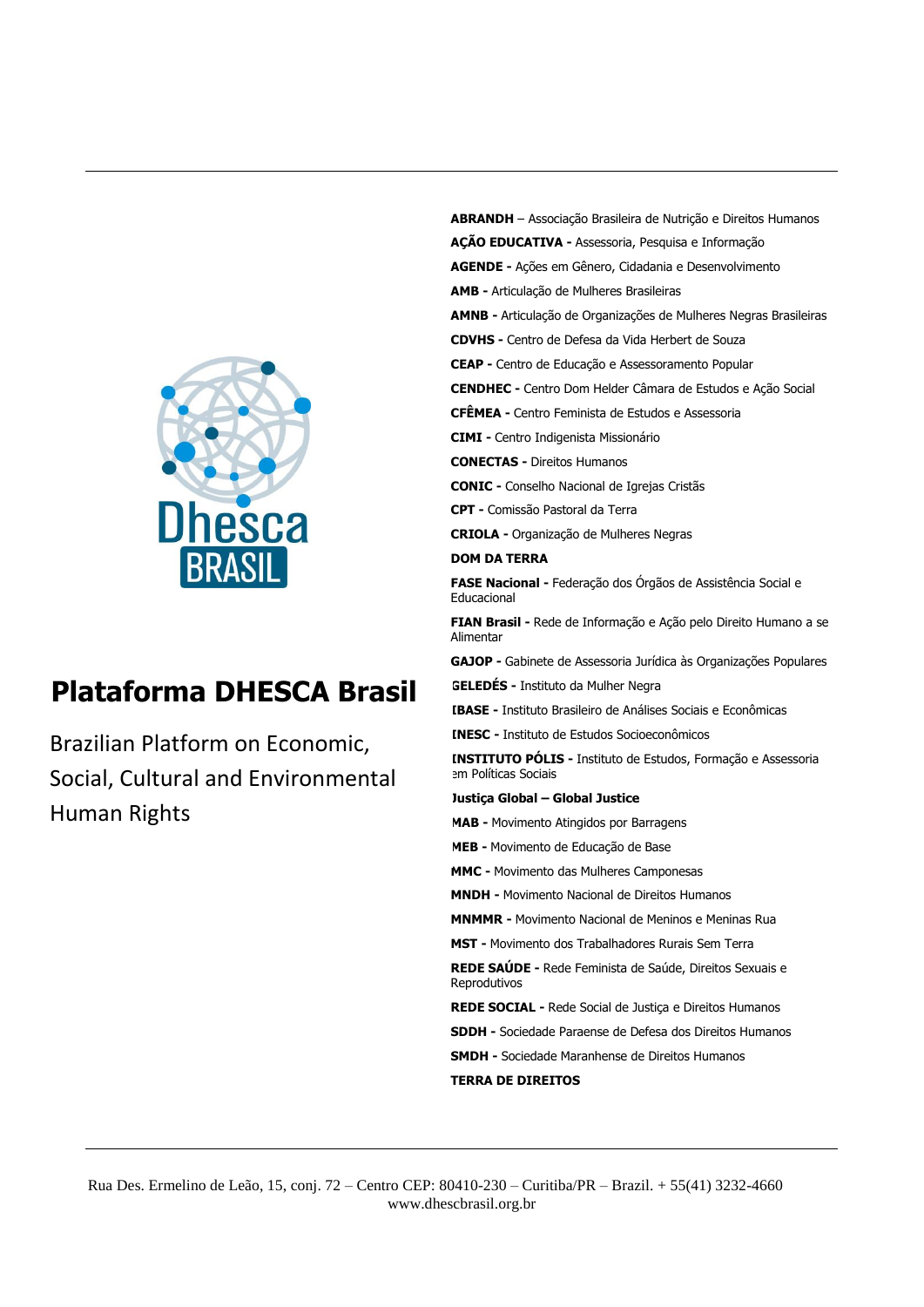Dhesca BRASIL

# Plataforma DHESCA Brasil

Brazilian Platform on Economic, Social, Cultural and Environmental Human Rights

**ABRANDH** – Associação Brasileira de Nutrição e Direitos Humanos

**AÇÃO EDUCATIVA -** Assessoria, Pesquisa e Informação

**AGENDE -** Ações em Gênero, Cidadania e Desenvolvimento

**AMB -** Articulação de Mulheres Brasileiras

**AMNB -** Articulação de Organizações de Mulheres Negras Brasileiras

**CDVHS -** Centro de Defesa da Vida Herbert de Souza

**CEAP -** Centro de Educação e Assessoramento Popular

**CENDHEC -** Centro Dom Helder Câmara de Estudos e Ação Social

**CFÊMEA -** Centro Feminista de Estudos e Assessoria

**CIMI -** Centro Indigenista Missionário

**CONECTAS -** Direitos Humanos

**CONIC -** Conselho Nacional de Igrejas Cristãs

**CPT -** Comissão Pastoral da Terra

**CRIOLA -** Organização de Mulheres Negras

**DOM DA TERRA**

**FASE Nacional -** Federação dos Órgãos de Assistência Social e Educacional

**FIAN Brasil -** Rede de Informação e Ação pelo Direito Humano a se Alimentar

**GAJOP -** Gabinete de Assessoria Jurídica às Organizações Populares

**GELEDÉS -** Instituto da Mulher Negra

**IBASE -** Instituto Brasileiro de Análises Sociais e Econômicas

**INESC -** Instituto de Estudos Socioeconômicos

**INSTITUTO PÓLIS -** Instituto de Estudos, Formação e Assessoria em Políticas Sociais

**Justiça Global – Global Justice**

**MAB -** Movimento Atingidos por Barragens

**MEB -** Movimento de Educação de Base

**MMC -** Movimento das Mulheres Camponesas

**MNDH -** Movimento Nacional de Direitos Humanos

**MNMMR -** Movimento Nacional de Meninos e Meninas Rua

**MST -** Movimento dos Trabalhadores Rurais Sem Terra

**REDE SAÚDE -** Rede Feminista de Saúde, Direitos Sexuais e Reprodutivos

**REDE SOCIAL -** Rede Social de Justiça e Direitos Humanos

**SDDH -** Sociedade Paraense de Defesa dos Direitos Humanos

**SMDH -** Sociedade Maranhense de Direitos Humanos

**TERRA DE DIREITOS**

Rua Des. Ermelino de Leão, 15, conj. 72 – Centro CEP: 80410-230 – Curitiba/PR – Brazil. + 55(41) 3232-4660
www.dhescbrasil.org.br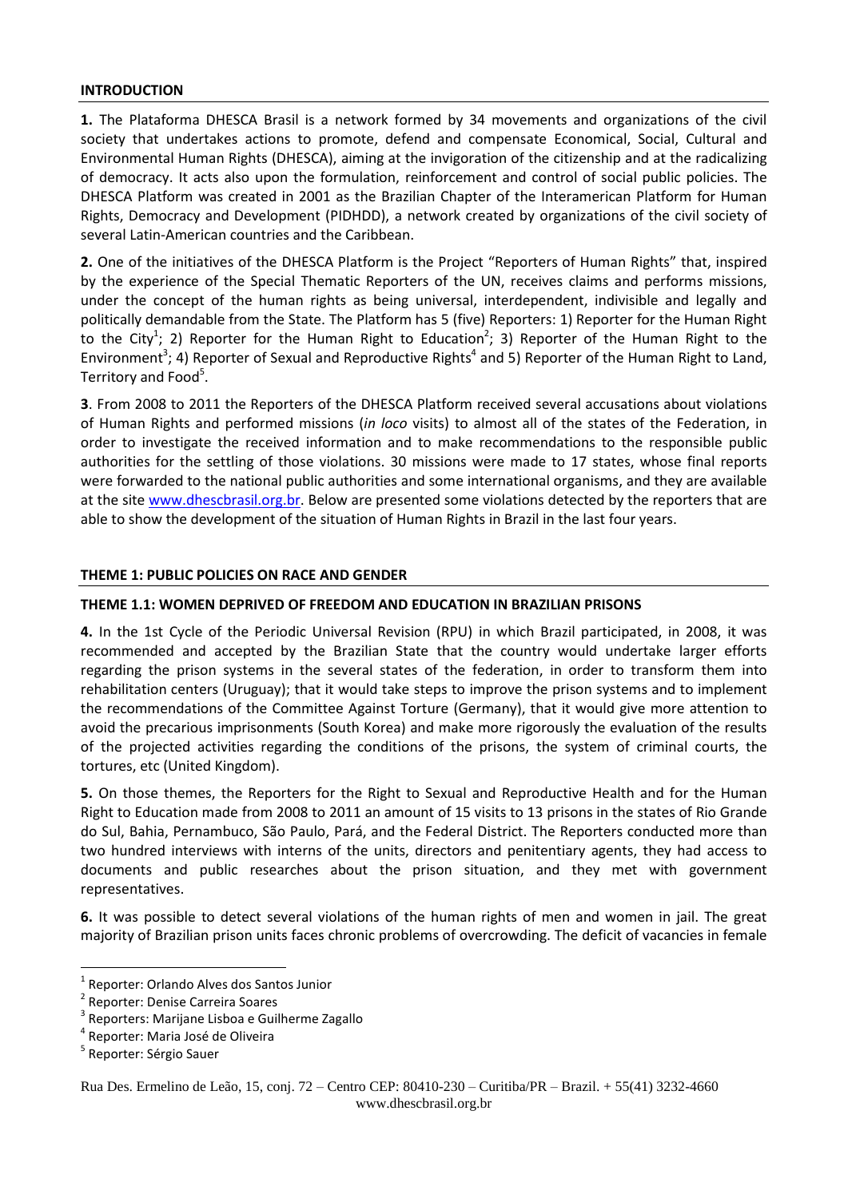## INTRODUCTION

**1.** The Plataforma DHESCA Brasil is a network formed by 34 movements and organizations of the civil society that undertakes actions to promote, defend and compensate Economical, Social, Cultural and Environmental Human Rights (DHESCA), aiming at the invigoration of the citizenship and at the radicalizing of democracy. It acts also upon the formulation, reinforcement and control of social public policies. The DHESCA Platform was created in 2001 as the Brazilian Chapter of the Interamerican Platform for Human Rights, Democracy and Development (PIDHDD), a network created by organizations of the civil society of several Latin-American countries and the Caribbean.

**2.** One of the initiatives of the DHESCA Platform is the Project "Reporters of Human Rights" that, inspired by the experience of the Special Thematic Reporters of the UN, receives claims and performs missions, under the concept of the human rights as being universal, interdependent, indivisible and legally and politically demandable from the State. The Platform has 5 (five) Reporters: 1) Reporter for the Human Right to the City[1]; 2) Reporter for the Human Right to Education[2]; 3) Reporter of the Human Right to the Environment[3]; 4) Reporter of Sexual and Reproductive Rights[4] and 5) Reporter of the Human Right to Land, Territory and Food[5].

**3**. From 2008 to 2011 the Reporters of the DHESCA Platform received several accusations about violations of Human Rights and performed missions (*in loco* visits) to almost all of the states of the Federation, in order to investigate the received information and to make recommendations to the responsible public authorities for the settling of those violations. 30 missions were made to 17 states, whose final reports were forwarded to the national public authorities and some international organisms, and they are available at the site www.dhescbrasil.org.br. Below are presented some violations detected by the reporters that are able to show the development of the situation of Human Rights in Brazil in the last four years.

## THEME 1: PUBLIC POLICIES ON RACE AND GENDER

### THEME 1.1: WOMEN DEPRIVED OF FREEDOM AND EDUCATION IN BRAZILIAN PRISONS

**4.** In the 1st Cycle of the Periodic Universal Revision (RPU) in which Brazil participated, in 2008, it was recommended and accepted by the Brazilian State that the country would undertake larger efforts regarding the prison systems in the several states of the federation, in order to transform them into rehabilitation centers (Uruguay); that it would take steps to improve the prison systems and to implement the recommendations of the Committee Against Torture (Germany), that it would give more attention to avoid the precarious imprisonments (South Korea) and make more rigorously the evaluation of the results of the projected activities regarding the conditions of the prisons, the system of criminal courts, the tortures, etc (United Kingdom).

**5.** On those themes, the Reporters for the Right to Sexual and Reproductive Health and for the Human Right to Education made from 2008 to 2011 an amount of 15 visits to 13 prisons in the states of Rio Grande do Sul, Bahia, Pernambuco, São Paulo, Pará, and the Federal District. The Reporters conducted more than two hundred interviews with interns of the units, directors and penitentiary agents, they had access to documents and public researches about the prison situation, and they met with government representatives.

**6.** It was possible to detect several violations of the human rights of men and women in jail. The great majority of Brazilian prison units faces chronic problems of overcrowding. The deficit of vacancies in female

---

[1] Reporter: Orlando Alves dos Santos Junior

[2] Reporter: Denise Carreira Soares

[3] Reporters: Marijane Lisboa e Guilherme Zagallo

[4] Reporter: Maria José de Oliveira

[5] Reporter: Sérgio Sauer

Rua Des. Ermelino de Leão, 15, conj. 72 – Centro CEP: 80410-230 – Curitiba/PR – Brazil. + 55(41) 3232-4660 www.dhescbrasil.org.br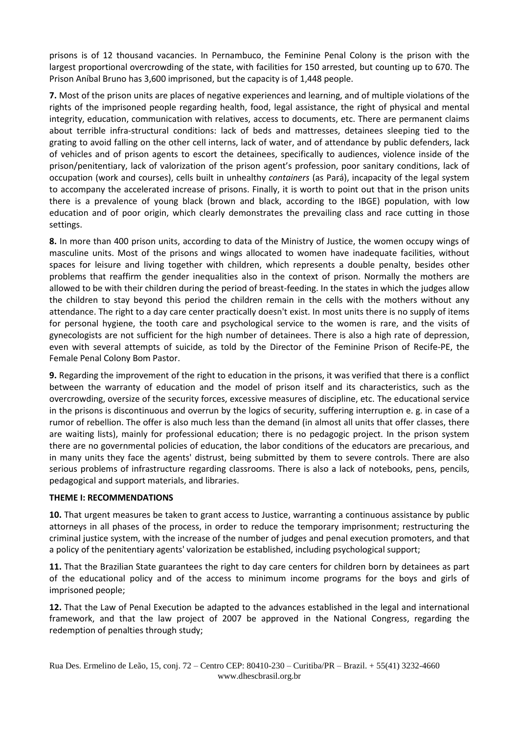prisons is of 12 thousand vacancies. In Pernambuco, the Feminine Penal Colony is the prison with the largest proportional overcrowding of the state, with facilities for 150 arrested, but counting up to 670. The Prison Aníbal Bruno has 3,600 imprisoned, but the capacity is of 1,448 people.

**7.** Most of the prison units are places of negative experiences and learning, and of multiple violations of the rights of the imprisoned people regarding health, food, legal assistance, the right of physical and mental integrity, education, communication with relatives, access to documents, etc. There are permanent claims about terrible infra-structural conditions: lack of beds and mattresses, detainees sleeping tied to the grating to avoid falling on the other cell interns, lack of water, and of attendance by public defenders, lack of vehicles and of prison agents to escort the detainees, specifically to audiences, violence inside of the prison/penitentiary, lack of valorization of the prison agent's profession, poor sanitary conditions, lack of occupation (work and courses), cells built in unhealthy *containers* (as Pará), incapacity of the legal system to accompany the accelerated increase of prisons. Finally, it is worth to point out that in the prison units there is a prevalence of young black (brown and black, according to the IBGE) population, with low education and of poor origin, which clearly demonstrates the prevailing class and race cutting in those settings.

**8.** In more than 400 prison units, according to data of the Ministry of Justice, the women occupy wings of masculine units. Most of the prisons and wings allocated to women have inadequate facilities, without spaces for leisure and living together with children, which represents a double penalty, besides other problems that reaffirm the gender inequalities also in the context of prison. Normally the mothers are allowed to be with their children during the period of breast-feeding. In the states in which the judges allow the children to stay beyond this period the children remain in the cells with the mothers without any attendance. The right to a day care center practically doesn't exist. In most units there is no supply of items for personal hygiene, the tooth care and psychological service to the women is rare, and the visits of gynecologists are not sufficient for the high number of detainees. There is also a high rate of depression, even with several attempts of suicide, as told by the Director of the Feminine Prison of Recife-PE, the Female Penal Colony Bom Pastor.

**9.** Regarding the improvement of the right to education in the prisons, it was verified that there is a conflict between the warranty of education and the model of prison itself and its characteristics, such as the overcrowding, oversize of the security forces, excessive measures of discipline, etc. The educational service in the prisons is discontinuous and overrun by the logics of security, suffering interruption e. g. in case of a rumor of rebellion. The offer is also much less than the demand (in almost all units that offer classes, there are waiting lists), mainly for professional education; there is no pedagogic project. In the prison system there are no governmental policies of education, the labor conditions of the educators are precarious, and in many units they face the agents' distrust, being submitted by them to severe controls. There are also serious problems of infrastructure regarding classrooms. There is also a lack of notebooks, pens, pencils, pedagogical and support materials, and libraries.

**THEME I: RECOMMENDATIONS**

**10.** That urgent measures be taken to grant access to Justice, warranting a continuous assistance by public attorneys in all phases of the process, in order to reduce the temporary imprisonment; restructuring the criminal justice system, with the increase of the number of judges and penal execution promoters, and that a policy of the penitentiary agents' valorization be established, including psychological support;

**11.** That the Brazilian State guarantees the right to day care centers for children born by detainees as part of the educational policy and of the access to minimum income programs for the boys and girls of imprisoned people;

**12.** That the Law of Penal Execution be adapted to the advances established in the legal and international framework, and that the law project of 2007 be approved in the National Congress, regarding the redemption of penalties through study;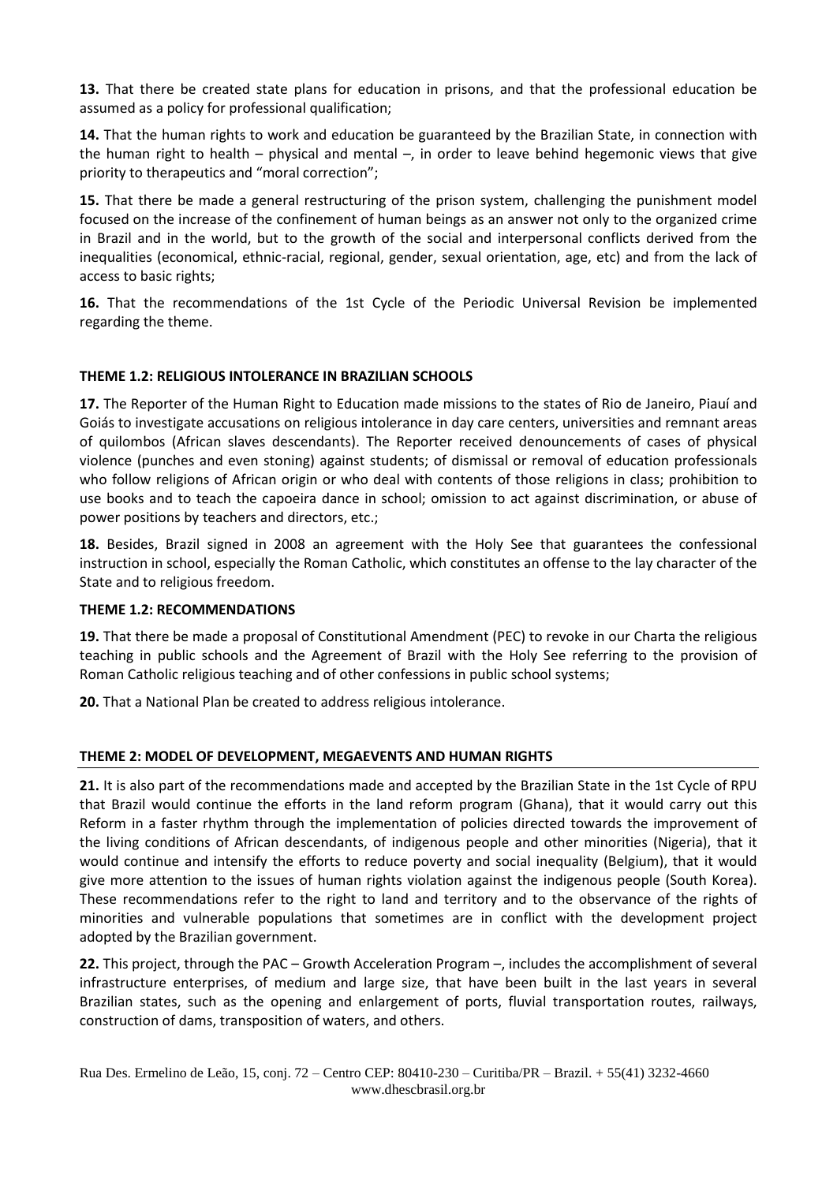**13.** That there be created state plans for education in prisons, and that the professional education be assumed as a policy for professional qualification;

**14.** That the human rights to work and education be guaranteed by the Brazilian State, in connection with the human right to health – physical and mental –, in order to leave behind hegemonic views that give priority to therapeutics and "moral correction";

**15.** That there be made a general restructuring of the prison system, challenging the punishment model focused on the increase of the confinement of human beings as an answer not only to the organized crime in Brazil and in the world, but to the growth of the social and interpersonal conflicts derived from the inequalities (economical, ethnic-racial, regional, gender, sexual orientation, age, etc) and from the lack of access to basic rights;

**16.** That the recommendations of the 1st Cycle of the Periodic Universal Revision be implemented regarding the theme.

**THEME 1.2: RELIGIOUS INTOLERANCE IN BRAZILIAN SCHOOLS**

**17.** The Reporter of the Human Right to Education made missions to the states of Rio de Janeiro, Piauí and Goiás to investigate accusations on religious intolerance in day care centers, universities and remnant areas of quilombos (African slaves descendants). The Reporter received denouncements of cases of physical violence (punches and even stoning) against students; of dismissal or removal of education professionals who follow religions of African origin or who deal with contents of those religions in class; prohibition to use books and to teach the capoeira dance in school; omission to act against discrimination, or abuse of power positions by teachers and directors, etc.;

**18.** Besides, Brazil signed in 2008 an agreement with the Holy See that guarantees the confessional instruction in school, especially the Roman Catholic, which constitutes an offense to the lay character of the State and to religious freedom.

**THEME 1.2: RECOMMENDATIONS**

**19.** That there be made a proposal of Constitutional Amendment (PEC) to revoke in our Charta the religious teaching in public schools and the Agreement of Brazil with the Holy See referring to the provision of Roman Catholic religious teaching and of other confessions in public school systems;

**20.** That a National Plan be created to address religious intolerance.

**THEME 2: MODEL OF DEVELOPMENT, MEGAEVENTS AND HUMAN RIGHTS**

**21.** It is also part of the recommendations made and accepted by the Brazilian State in the 1st Cycle of RPU that Brazil would continue the efforts in the land reform program (Ghana), that it would carry out this Reform in a faster rhythm through the implementation of policies directed towards the improvement of the living conditions of African descendants, of indigenous people and other minorities (Nigeria), that it would continue and intensify the efforts to reduce poverty and social inequality (Belgium), that it would give more attention to the issues of human rights violation against the indigenous people (South Korea). These recommendations refer to the right to land and territory and to the observance of the rights of minorities and vulnerable populations that sometimes are in conflict with the development project adopted by the Brazilian government.

**22.** This project, through the PAC – Growth Acceleration Program –, includes the accomplishment of several infrastructure enterprises, of medium and large size, that have been built in the last years in several Brazilian states, such as the opening and enlargement of ports, fluvial transportation routes, railways, construction of dams, transposition of waters, and others.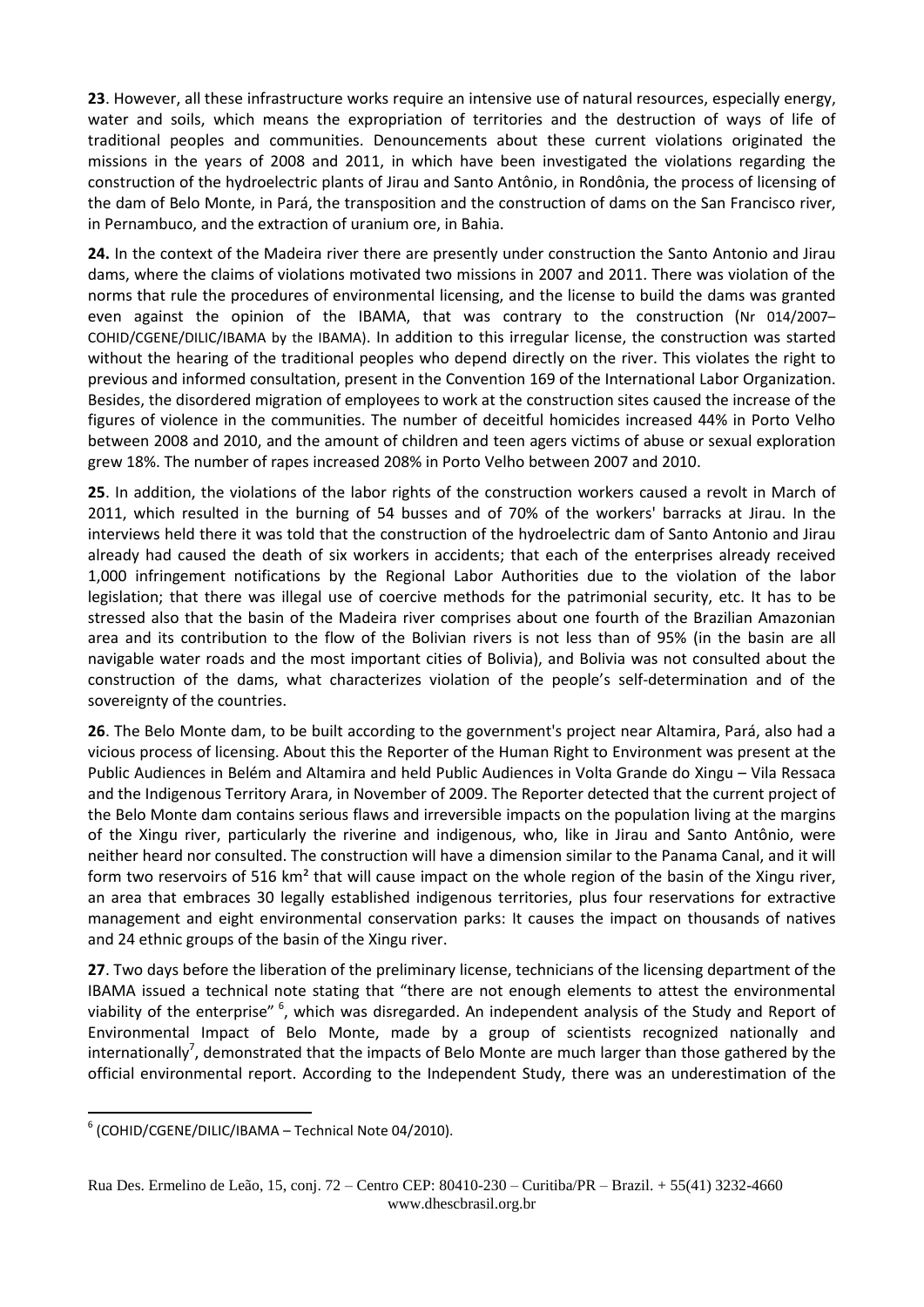**23**. However, all these infrastructure works require an intensive use of natural resources, especially energy, water and soils, which means the expropriation of territories and the destruction of ways of life of traditional peoples and communities. Denouncements about these current violations originated the missions in the years of 2008 and 2011, in which have been investigated the violations regarding the construction of the hydroelectric plants of Jirau and Santo Antônio, in Rondônia, the process of licensing of the dam of Belo Monte, in Pará, the transposition and the construction of dams on the San Francisco river, in Pernambuco, and the extraction of uranium ore, in Bahia.

**24.** In the context of the Madeira river there are presently under construction the Santo Antonio and Jirau dams, where the claims of violations motivated two missions in 2007 and 2011. There was violation of the norms that rule the procedures of environmental licensing, and the license to build the dams was granted even against the opinion of the IBAMA, that was contrary to the construction (Nr 014/2007– COHID/CGENE/DILIC/IBAMA by the IBAMA). In addition to this irregular license, the construction was started without the hearing of the traditional peoples who depend directly on the river. This violates the right to previous and informed consultation, present in the Convention 169 of the International Labor Organization. Besides, the disordered migration of employees to work at the construction sites caused the increase of the figures of violence in the communities. The number of deceitful homicides increased 44% in Porto Velho between 2008 and 2010, and the amount of children and teen agers victims of abuse or sexual exploration grew 18%. The number of rapes increased 208% in Porto Velho between 2007 and 2010.

**25**. In addition, the violations of the labor rights of the construction workers caused a revolt in March of 2011, which resulted in the burning of 54 busses and of 70% of the workers' barracks at Jirau. In the interviews held there it was told that the construction of the hydroelectric dam of Santo Antonio and Jirau already had caused the death of six workers in accidents; that each of the enterprises already received 1,000 infringement notifications by the Regional Labor Authorities due to the violation of the labor legislation; that there was illegal use of coercive methods for the patrimonial security, etc. It has to be stressed also that the basin of the Madeira river comprises about one fourth of the Brazilian Amazonian area and its contribution to the flow of the Bolivian rivers is not less than of 95% (in the basin are all navigable water roads and the most important cities of Bolivia), and Bolivia was not consulted about the construction of the dams, what characterizes violation of the people's self-determination and of the sovereignty of the countries.

**26**. The Belo Monte dam, to be built according to the government's project near Altamira, Pará, also had a vicious process of licensing. About this the Reporter of the Human Right to Environment was present at the Public Audiences in Belém and Altamira and held Public Audiences in Volta Grande do Xingu – Vila Ressaca and the Indigenous Territory Arara, in November of 2009. The Reporter detected that the current project of the Belo Monte dam contains serious flaws and irreversible impacts on the population living at the margins of the Xingu river, particularly the riverine and indigenous, who, like in Jirau and Santo Antônio, were neither heard nor consulted. The construction will have a dimension similar to the Panama Canal, and it will form two reservoirs of 516 km² that will cause impact on the whole region of the basin of the Xingu river, an area that embraces 30 legally established indigenous territories, plus four reservations for extractive management and eight environmental conservation parks: It causes the impact on thousands of natives and 24 ethnic groups of the basin of the Xingu river.

**27**. Two days before the liberation of the preliminary license, technicians of the licensing department of the IBAMA issued a technical note stating that "there are not enough elements to attest the environmental viability of the enterprise" [6], which was disregarded. An independent analysis of the Study and Report of Environmental Impact of Belo Monte, made by a group of scientists recognized nationally and internationally[7], demonstrated that the impacts of Belo Monte are much larger than those gathered by the official environmental report. According to the Independent Study, there was an underestimation of the

[6] (COHID/CGENE/DILIC/IBAMA – Technical Note 04/2010).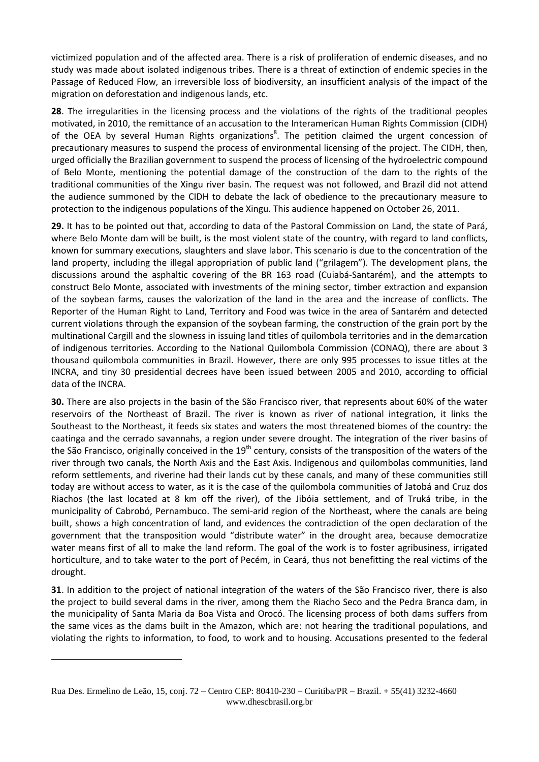victimized population and of the affected area. There is a risk of proliferation of endemic diseases, and no study was made about isolated indigenous tribes. There is a threat of extinction of endemic species in the Passage of Reduced Flow, an irreversible loss of biodiversity, an insufficient analysis of the impact of the migration on deforestation and indigenous lands, etc.

**28**. The irregularities in the licensing process and the violations of the rights of the traditional peoples motivated, in 2010, the remittance of an accusation to the Interamerican Human Rights Commission (CIDH) of the OEA by several Human Rights organizations[8]. The petition claimed the urgent concession of precautionary measures to suspend the process of environmental licensing of the project. The CIDH, then, urged officially the Brazilian government to suspend the process of licensing of the hydroelectric compound of Belo Monte, mentioning the potential damage of the construction of the dam to the rights of the traditional communities of the Xingu river basin. The request was not followed, and Brazil did not attend the audience summoned by the CIDH to debate the lack of obedience to the precautionary measure to protection to the indigenous populations of the Xingu. This audience happened on October 26, 2011.

**29.** It has to be pointed out that, according to data of the Pastoral Commission on Land, the state of Pará, where Belo Monte dam will be built, is the most violent state of the country, with regard to land conflicts, known for summary executions, slaughters and slave labor. This scenario is due to the concentration of the land property, including the illegal appropriation of public land ("grilagem"). The development plans, the discussions around the asphaltic covering of the BR 163 road (Cuiabá-Santarém), and the attempts to construct Belo Monte, associated with investments of the mining sector, timber extraction and expansion of the soybean farms, causes the valorization of the land in the area and the increase of conflicts. The Reporter of the Human Right to Land, Territory and Food was twice in the area of Santarém and detected current violations through the expansion of the soybean farming, the construction of the grain port by the multinational Cargill and the slowness in issuing land titles of quilombola territories and in the demarcation of indigenous territories. According to the National Quilombola Commission (CONAQ), there are about 3 thousand quilombola communities in Brazil. However, there are only 995 processes to issue titles at the INCRA, and tiny 30 presidential decrees have been issued between 2005 and 2010, according to official data of the INCRA.

**30.** There are also projects in the basin of the São Francisco river, that represents about 60% of the water reservoirs of the Northeast of Brazil. The river is known as river of national integration, it links the Southeast to the Northeast, it feeds six states and waters the most threatened biomes of the country: the caatinga and the cerrado savannahs, a region under severe drought. The integration of the river basins of the São Francisco, originally conceived in the 19th century, consists of the transposition of the waters of the river through two canals, the North Axis and the East Axis. Indigenous and quilombolas communities, land reform settlements, and riverine had their lands cut by these canals, and many of these communities still today are without access to water, as it is the case of the quilombola communities of Jatobá and Cruz dos Riachos (the last located at 8 km off the river), of the Jibóia settlement, and of Truká tribe, in the municipality of Cabrobó, Pernambuco. The semi-arid region of the Northeast, where the canals are being built, shows a high concentration of land, and evidences the contradiction of the open declaration of the government that the transposition would "distribute water" in the drought area, because democratize water means first of all to make the land reform. The goal of the work is to foster agribusiness, irrigated horticulture, and to take water to the port of Pecém, in Ceará, thus not benefitting the real victims of the drought.

**31**. In addition to the project of national integration of the waters of the São Francisco river, there is also the project to build several dams in the river, among them the Riacho Seco and the Pedra Branca dam, in the municipality of Santa Maria da Boa Vista and Orocó. The licensing process of both dams suffers from the same vices as the dams built in the Amazon, which are: not hearing the traditional populations, and violating the rights to information, to food, to work and to housing. Accusations presented to the federal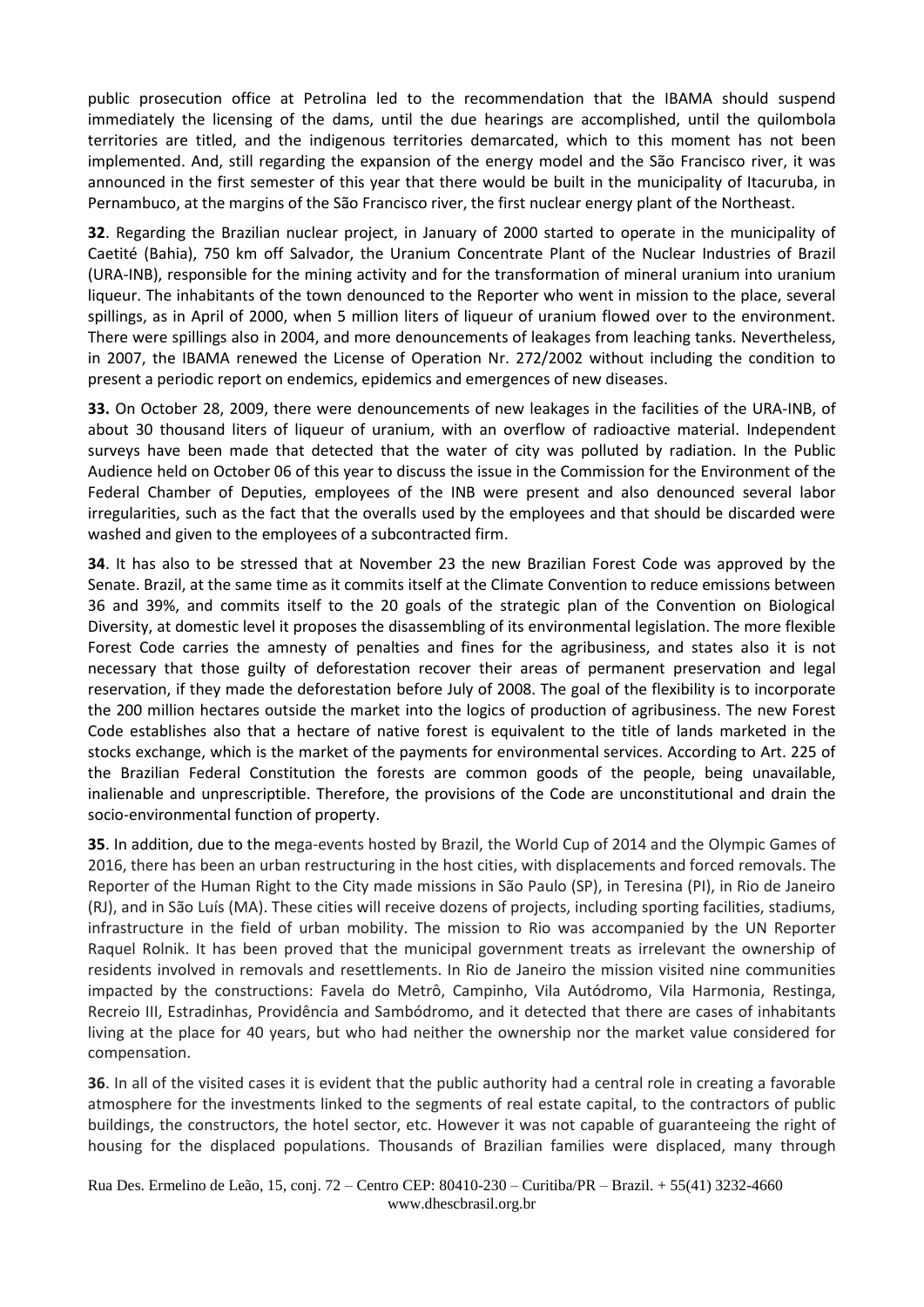public prosecution office at Petrolina led to the recommendation that the IBAMA should suspend immediately the licensing of the dams, until the due hearings are accomplished, until the quilombola territories are titled, and the indigenous territories demarcated, which to this moment has not been implemented. And, still regarding the expansion of the energy model and the São Francisco river, it was announced in the first semester of this year that there would be built in the municipality of Itacuruba, in Pernambuco, at the margins of the São Francisco river, the first nuclear energy plant of the Northeast.

**32**. Regarding the Brazilian nuclear project, in January of 2000 started to operate in the municipality of Caetité (Bahia), 750 km off Salvador, the Uranium Concentrate Plant of the Nuclear Industries of Brazil (URA-INB), responsible for the mining activity and for the transformation of mineral uranium into uranium liqueur. The inhabitants of the town denounced to the Reporter who went in mission to the place, several spillings, as in April of 2000, when 5 million liters of liqueur of uranium flowed over to the environment. There were spillings also in 2004, and more denouncements of leakages from leaching tanks. Nevertheless, in 2007, the IBAMA renewed the License of Operation Nr. 272/2002 without including the condition to present a periodic report on endemics, epidemics and emergences of new diseases.

**33.** On October 28, 2009, there were denouncements of new leakages in the facilities of the URA-INB, of about 30 thousand liters of liqueur of uranium, with an overflow of radioactive material. Independent surveys have been made that detected that the water of city was polluted by radiation. In the Public Audience held on October 06 of this year to discuss the issue in the Commission for the Environment of the Federal Chamber of Deputies, employees of the INB were present and also denounced several labor irregularities, such as the fact that the overalls used by the employees and that should be discarded were washed and given to the employees of a subcontracted firm.

**34**. It has also to be stressed that at November 23 the new Brazilian Forest Code was approved by the Senate. Brazil, at the same time as it commits itself at the Climate Convention to reduce emissions between 36 and 39%, and commits itself to the 20 goals of the strategic plan of the Convention on Biological Diversity, at domestic level it proposes the disassembling of its environmental legislation. The more flexible Forest Code carries the amnesty of penalties and fines for the agribusiness, and states also it is not necessary that those guilty of deforestation recover their areas of permanent preservation and legal reservation, if they made the deforestation before July of 2008. The goal of the flexibility is to incorporate the 200 million hectares outside the market into the logics of production of agribusiness. The new Forest Code establishes also that a hectare of native forest is equivalent to the title of lands marketed in the stocks exchange, which is the market of the payments for environmental services. According to Art. 225 of the Brazilian Federal Constitution the forests are common goods of the people, being unavailable, inalienable and unprescriptible. Therefore, the provisions of the Code are unconstitutional and drain the socio-environmental function of property.

**35**. In addition, due to the mega-events hosted by Brazil, the World Cup of 2014 and the Olympic Games of 2016, there has been an urban restructuring in the host cities, with displacements and forced removals. The Reporter of the Human Right to the City made missions in São Paulo (SP), in Teresina (PI), in Rio de Janeiro (RJ), and in São Luís (MA). These cities will receive dozens of projects, including sporting facilities, stadiums, infrastructure in the field of urban mobility. The mission to Rio was accompanied by the UN Reporter Raquel Rolnik. It has been proved that the municipal government treats as irrelevant the ownership of residents involved in removals and resettlements. In Rio de Janeiro the mission visited nine communities impacted by the constructions: Favela do Metrô, Campinho, Vila Autódromo, Vila Harmonia, Restinga, Recreio III, Estradinhas, Providência and Sambódromo, and it detected that there are cases of inhabitants living at the place for 40 years, but who had neither the ownership nor the market value considered for compensation.

**36**. In all of the visited cases it is evident that the public authority had a central role in creating a favorable atmosphere for the investments linked to the segments of real estate capital, to the contractors of public buildings, the constructors, the hotel sector, etc. However it was not capable of guaranteeing the right of housing for the displaced populations. Thousands of Brazilian families were displaced, many through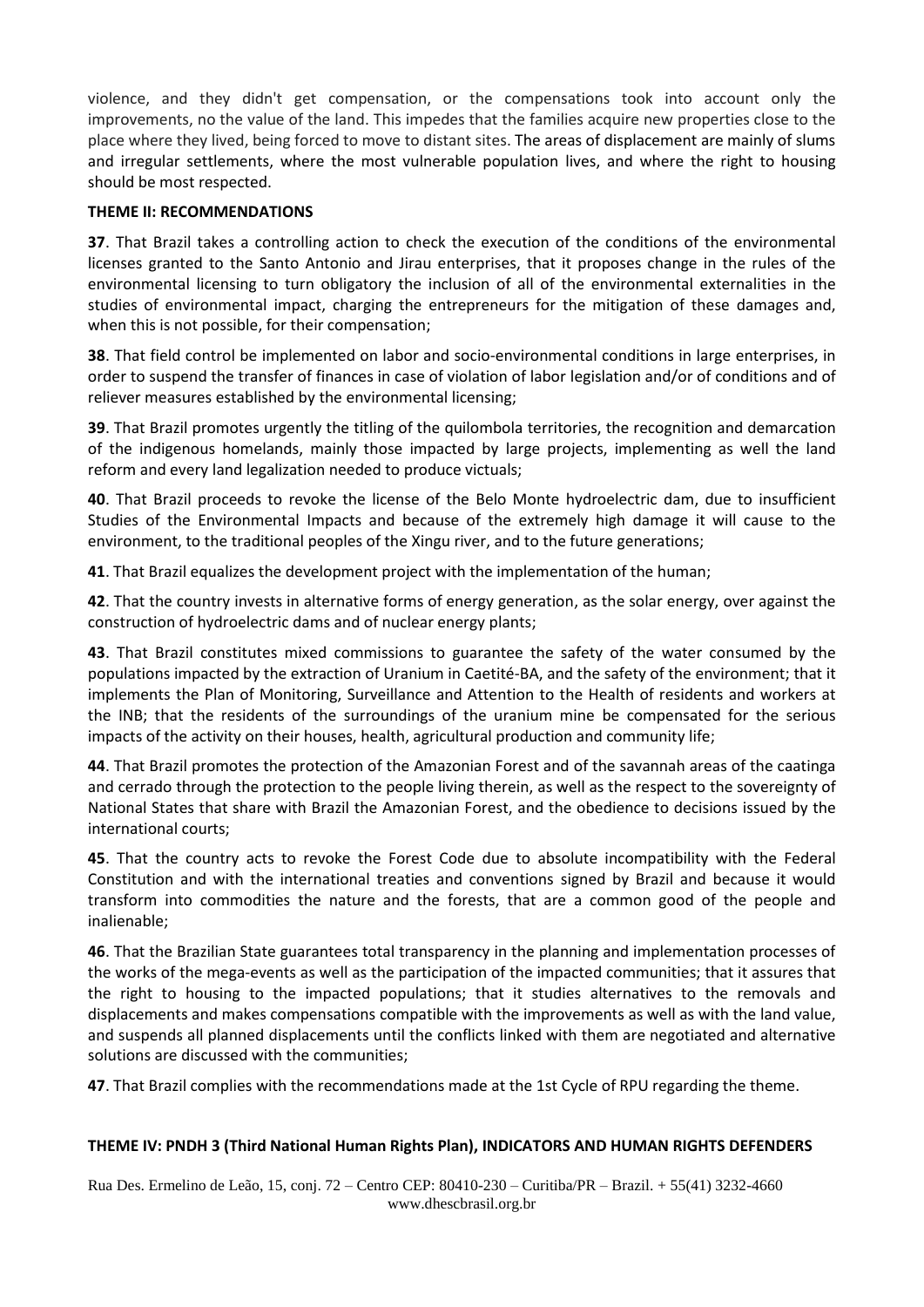violence, and they didn't get compensation, or the compensations took into account only the improvements, no the value of the land. This impedes that the families acquire new properties close to the place where they lived, being forced to move to distant sites. The areas of displacement are mainly of slums and irregular settlements, where the most vulnerable population lives, and where the right to housing should be most respected.

**THEME II: RECOMMENDATIONS**

**37**. That Brazil takes a controlling action to check the execution of the conditions of the environmental licenses granted to the Santo Antonio and Jirau enterprises, that it proposes change in the rules of the environmental licensing to turn obligatory the inclusion of all of the environmental externalities in the studies of environmental impact, charging the entrepreneurs for the mitigation of these damages and, when this is not possible, for their compensation;

**38**. That field control be implemented on labor and socio-environmental conditions in large enterprises, in order to suspend the transfer of finances in case of violation of labor legislation and/or of conditions and of reliever measures established by the environmental licensing;

**39**. That Brazil promotes urgently the titling of the quilombola territories, the recognition and demarcation of the indigenous homelands, mainly those impacted by large projects, implementing as well the land reform and every land legalization needed to produce victuals;

**40**. That Brazil proceeds to revoke the license of the Belo Monte hydroelectric dam, due to insufficient Studies of the Environmental Impacts and because of the extremely high damage it will cause to the environment, to the traditional peoples of the Xingu river, and to the future generations;

**41**. That Brazil equalizes the development project with the implementation of the human;

**42**. That the country invests in alternative forms of energy generation, as the solar energy, over against the construction of hydroelectric dams and of nuclear energy plants;

**43**. That Brazil constitutes mixed commissions to guarantee the safety of the water consumed by the populations impacted by the extraction of Uranium in Caetité-BA, and the safety of the environment; that it implements the Plan of Monitoring, Surveillance and Attention to the Health of residents and workers at the INB; that the residents of the surroundings of the uranium mine be compensated for the serious impacts of the activity on their houses, health, agricultural production and community life;

**44**. That Brazil promotes the protection of the Amazonian Forest and of the savannah areas of the caatinga and cerrado through the protection to the people living therein, as well as the respect to the sovereignty of National States that share with Brazil the Amazonian Forest, and the obedience to decisions issued by the international courts;

**45**. That the country acts to revoke the Forest Code due to absolute incompatibility with the Federal Constitution and with the international treaties and conventions signed by Brazil and because it would transform into commodities the nature and the forests, that are a common good of the people and inalienable;

**46**. That the Brazilian State guarantees total transparency in the planning and implementation processes of the works of the mega-events as well as the participation of the impacted communities; that it assures that the right to housing to the impacted populations; that it studies alternatives to the removals and displacements and makes compensations compatible with the improvements as well as with the land value, and suspends all planned displacements until the conflicts linked with them are negotiated and alternative solutions are discussed with the communities;

**47**. That Brazil complies with the recommendations made at the 1st Cycle of RPU regarding the theme.

**THEME IV: PNDH 3 (Third National Human Rights Plan), INDICATORS AND HUMAN RIGHTS DEFENDERS**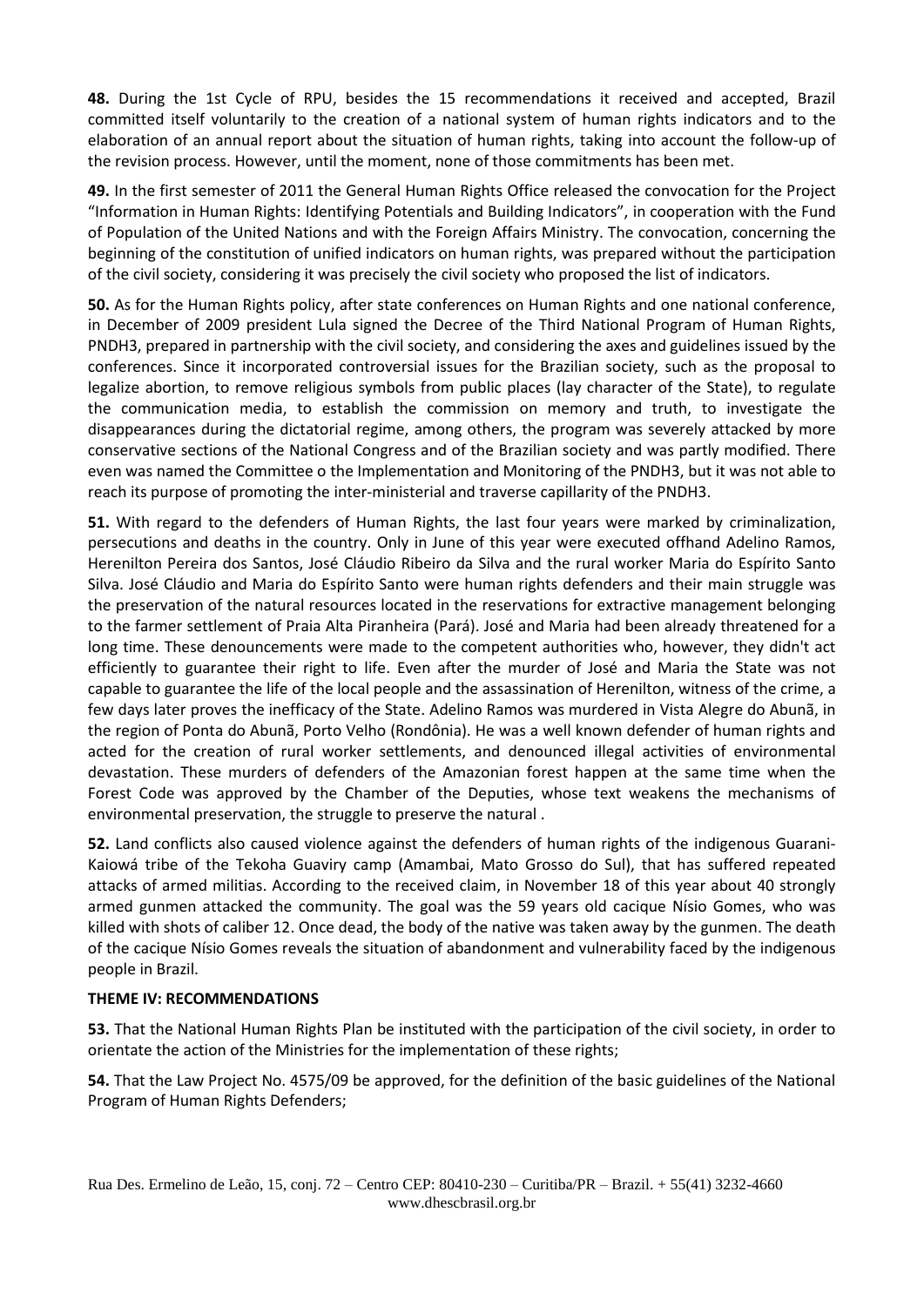**48.** During the 1st Cycle of RPU, besides the 15 recommendations it received and accepted, Brazil committed itself voluntarily to the creation of a national system of human rights indicators and to the elaboration of an annual report about the situation of human rights, taking into account the follow-up of the revision process. However, until the moment, none of those commitments has been met.

**49.** In the first semester of 2011 the General Human Rights Office released the convocation for the Project "Information in Human Rights: Identifying Potentials and Building Indicators", in cooperation with the Fund of Population of the United Nations and with the Foreign Affairs Ministry. The convocation, concerning the beginning of the constitution of unified indicators on human rights, was prepared without the participation of the civil society, considering it was precisely the civil society who proposed the list of indicators.

**50.** As for the Human Rights policy, after state conferences on Human Rights and one national conference, in December of 2009 president Lula signed the Decree of the Third National Program of Human Rights, PNDH3, prepared in partnership with the civil society, and considering the axes and guidelines issued by the conferences. Since it incorporated controversial issues for the Brazilian society, such as the proposal to legalize abortion, to remove religious symbols from public places (lay character of the State), to regulate the communication media, to establish the commission on memory and truth, to investigate the disappearances during the dictatorial regime, among others, the program was severely attacked by more conservative sections of the National Congress and of the Brazilian society and was partly modified. There even was named the Committee o the Implementation and Monitoring of the PNDH3, but it was not able to reach its purpose of promoting the inter-ministerial and traverse capillarity of the PNDH3.

**51.** With regard to the defenders of Human Rights, the last four years were marked by criminalization, persecutions and deaths in the country. Only in June of this year were executed offhand Adelino Ramos, Herenilton Pereira dos Santos, José Cláudio Ribeiro da Silva and the rural worker Maria do Espírito Santo Silva. José Cláudio and Maria do Espírito Santo were human rights defenders and their main struggle was the preservation of the natural resources located in the reservations for extractive management belonging to the farmer settlement of Praia Alta Piranheira (Pará). José and Maria had been already threatened for a long time. These denouncements were made to the competent authorities who, however, they didn't act efficiently to guarantee their right to life. Even after the murder of José and Maria the State was not capable to guarantee the life of the local people and the assassination of Herenilton, witness of the crime, a few days later proves the inefficacy of the State. Adelino Ramos was murdered in Vista Alegre do Abunã, in the region of Ponta do Abunã, Porto Velho (Rondônia). He was a well known defender of human rights and acted for the creation of rural worker settlements, and denounced illegal activities of environmental devastation. These murders of defenders of the Amazonian forest happen at the same time when the Forest Code was approved by the Chamber of the Deputies, whose text weakens the mechanisms of environmental preservation, the struggle to preserve the natural .

**52.** Land conflicts also caused violence against the defenders of human rights of the indigenous Guarani-Kaiowá tribe of the Tekoha Guaviry camp (Amambai, Mato Grosso do Sul), that has suffered repeated attacks of armed militias. According to the received claim, in November 18 of this year about 40 strongly armed gunmen attacked the community. The goal was the 59 years old cacique Nísio Gomes, who was killed with shots of caliber 12. Once dead, the body of the native was taken away by the gunmen. The death of the cacique Nísio Gomes reveals the situation of abandonment and vulnerability faced by the indigenous people in Brazil.

**THEME IV: RECOMMENDATIONS**

**53.** That the National Human Rights Plan be instituted with the participation of the civil society, in order to orientate the action of the Ministries for the implementation of these rights;

**54.** That the Law Project No. 4575/09 be approved, for the definition of the basic guidelines of the National Program of Human Rights Defenders;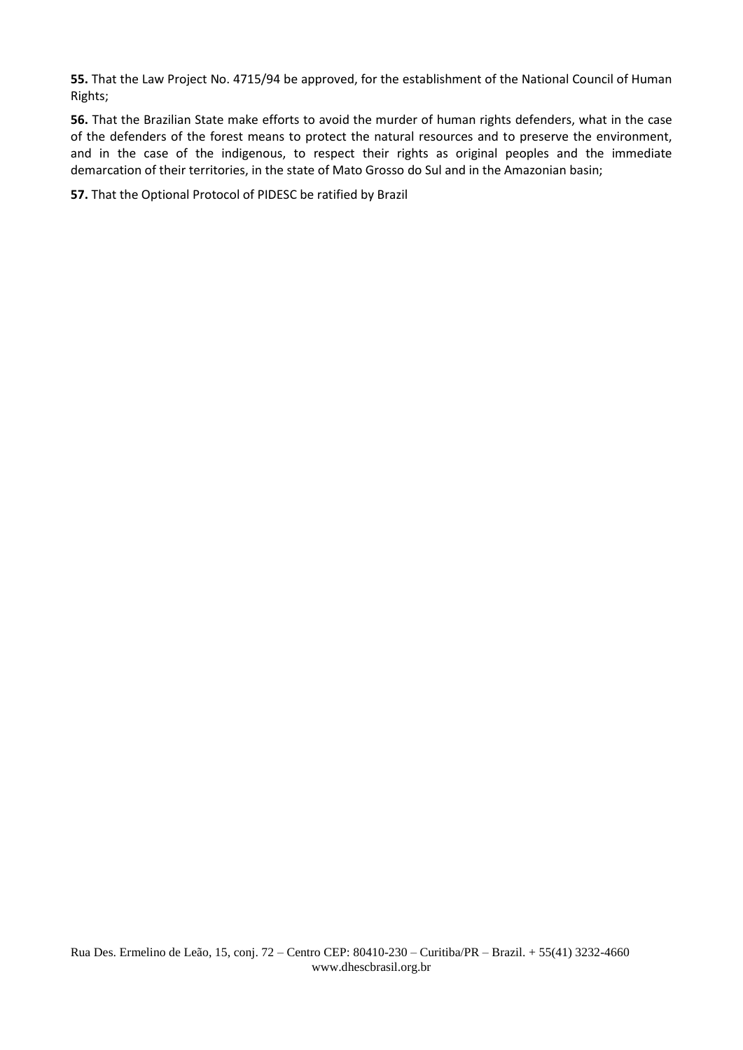**55.** That the Law Project No. 4715/94 be approved, for the establishment of the National Council of Human Rights;

**56.** That the Brazilian State make efforts to avoid the murder of human rights defenders, what in the case of the defenders of the forest means to protect the natural resources and to preserve the environment, and in the case of the indigenous, to respect their rights as original peoples and the immediate demarcation of their territories, in the state of Mato Grosso do Sul and in the Amazonian basin;

**57.** That the Optional Protocol of PIDESC be ratified by Brazil